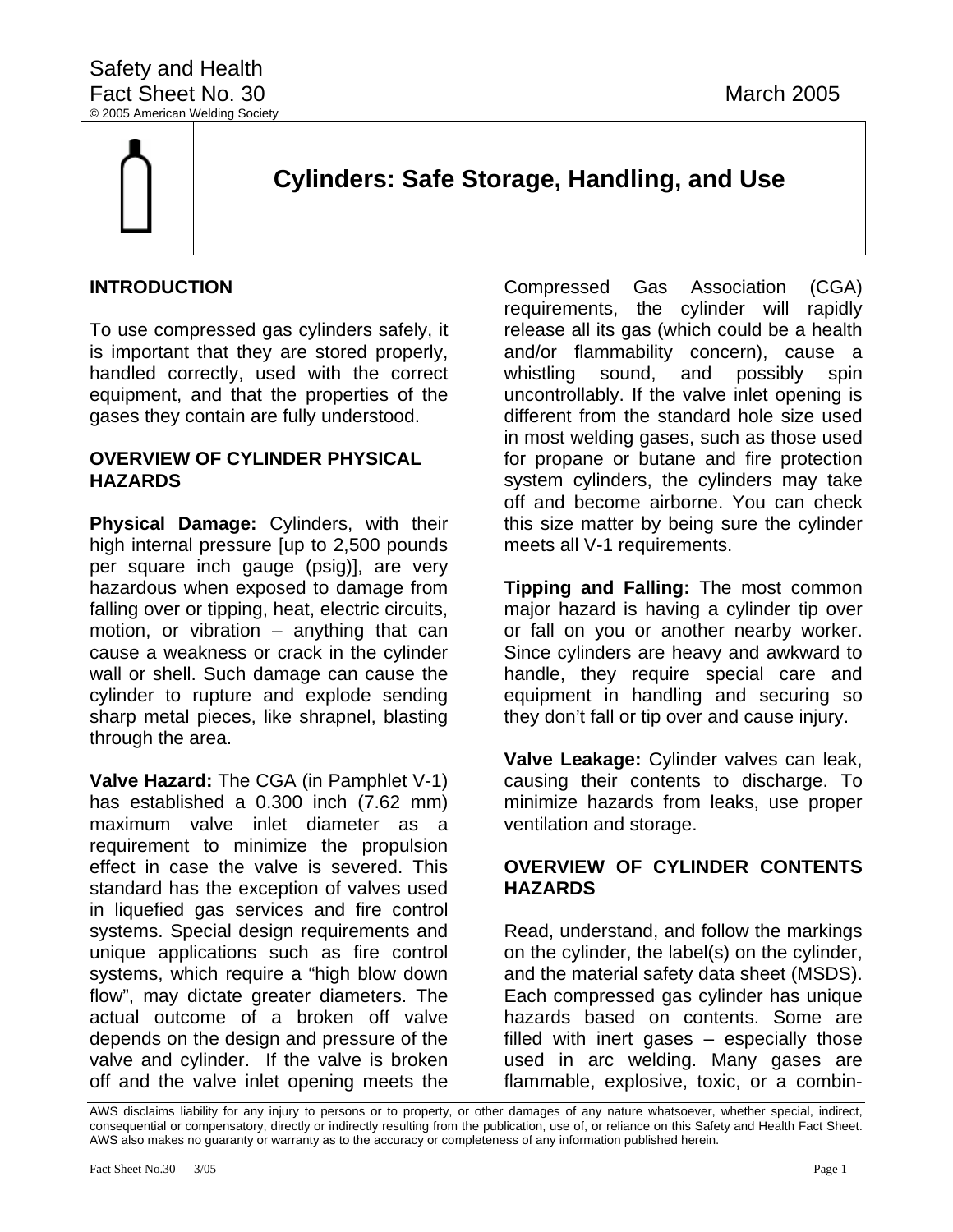Safety and Health
Fact Sheet No. 30 March 2005
© 2005 American Welding Society

# Cylinders: Safe Storage, Handling, and Use

## INTRODUCTION

To use compressed gas cylinders safely, it is important that they are stored properly, handled correctly, used with the correct equipment, and that the properties of the gases they contain are fully understood.

## OVERVIEW OF CYLINDER PHYSICAL HAZARDS

**Physical Damage:** Cylinders, with their high internal pressure [up to 2,500 pounds per square inch gauge (psig)], are very hazardous when exposed to damage from falling over or tipping, heat, electric circuits, motion, or vibration – anything that can cause a weakness or crack in the cylinder wall or shell. Such damage can cause the cylinder to rupture and explode sending sharp metal pieces, like shrapnel, blasting through the area.

**Valve Hazard:** The CGA (in Pamphlet V-1) has established a 0.300 inch (7.62 mm) maximum valve inlet diameter as a requirement to minimize the propulsion effect in case the valve is severed. This standard has the exception of valves used in liquefied gas services and fire control systems. Special design requirements and unique applications such as fire control systems, which require a "high blow down flow", may dictate greater diameters. The actual outcome of a broken off valve depends on the design and pressure of the valve and cylinder. If the valve is broken off and the valve inlet opening meets the Compressed Gas Association (CGA) requirements, the cylinder will rapidly release all its gas (which could be a health and/or flammability concern), cause a whistling sound, and possibly spin uncontrollably. If the valve inlet opening is different from the standard hole size used in most welding gases, such as those used for propane or butane and fire protection system cylinders, the cylinders may take off and become airborne. You can check this size matter by being sure the cylinder meets all V-1 requirements.

**Tipping and Falling:** The most common major hazard is having a cylinder tip over or fall on you or another nearby worker. Since cylinders are heavy and awkward to handle, they require special care and equipment in handling and securing so they don't fall or tip over and cause injury.

**Valve Leakage:** Cylinder valves can leak, causing their contents to discharge. To minimize hazards from leaks, use proper ventilation and storage.

## OVERVIEW OF CYLINDER CONTENTS HAZARDS

Read, understand, and follow the markings on the cylinder, the label(s) on the cylinder, and the material safety data sheet (MSDS). Each compressed gas cylinder has unique hazards based on contents. Some are filled with inert gases – especially those used in arc welding. Many gases are flammable, explosive, toxic, or a combin-

AWS disclaims liability for any injury to persons or to property, or other damages of any nature whatsoever, whether special, indirect, consequential or compensatory, directly or indirectly resulting from the publication, use of, or reliance on this Safety and Health Fact Sheet. AWS also makes no guaranty or warranty as to the accuracy or completeness of any information published herein.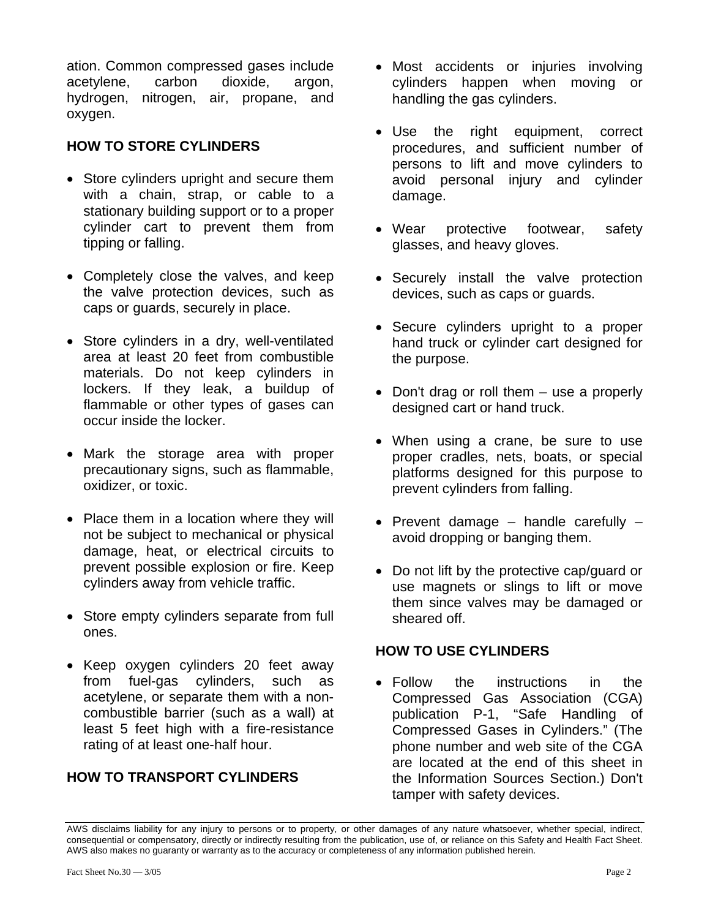ation. Common compressed gases include acetylene, carbon dioxide, argon, hydrogen, nitrogen, air, propane, and oxygen.

## HOW TO STORE CYLINDERS

- Store cylinders upright and secure them with a chain, strap, or cable to a stationary building support or to a proper cylinder cart to prevent them from tipping or falling.
- Completely close the valves, and keep the valve protection devices, such as caps or guards, securely in place.
- Store cylinders in a dry, well-ventilated area at least 20 feet from combustible materials. Do not keep cylinders in lockers. If they leak, a buildup of flammable or other types of gases can occur inside the locker.
- Mark the storage area with proper precautionary signs, such as flammable, oxidizer, or toxic.
- Place them in a location where they will not be subject to mechanical or physical damage, heat, or electrical circuits to prevent possible explosion or fire. Keep cylinders away from vehicle traffic.
- Store empty cylinders separate from full ones.
- Keep oxygen cylinders 20 feet away from fuel-gas cylinders, such as acetylene, or separate them with a non-combustible barrier (such as a wall) at least 5 feet high with a fire-resistance rating of at least one-half hour.

## HOW TO TRANSPORT CYLINDERS

- Most accidents or injuries involving cylinders happen when moving or handling the gas cylinders.
- Use the right equipment, correct procedures, and sufficient number of persons to lift and move cylinders to avoid personal injury and cylinder damage.
- Wear protective footwear, safety glasses, and heavy gloves.
- Securely install the valve protection devices, such as caps or guards.
- Secure cylinders upright to a proper hand truck or cylinder cart designed for the purpose.
- Don't drag or roll them – use a properly designed cart or hand truck.
- When using a crane, be sure to use proper cradles, nets, boats, or special platforms designed for this purpose to prevent cylinders from falling.
- Prevent damage – handle carefully – avoid dropping or banging them.
- Do not lift by the protective cap/guard or use magnets or slings to lift or move them since valves may be damaged or sheared off.

## HOW TO USE CYLINDERS

- Follow the instructions in the Compressed Gas Association (CGA) publication P-1, "Safe Handling of Compressed Gases in Cylinders." (The phone number and web site of the CGA are located at the end of this sheet in the Information Sources Section.) Don't tamper with safety devices.

AWS disclaims liability for any injury to persons or to property, or other damages of any nature whatsoever, whether special, indirect, consequential or compensatory, directly or indirectly resulting from the publication, use of, or reliance on this Safety and Health Fact Sheet. AWS also makes no guaranty or warranty as to the accuracy or completeness of any information published herein.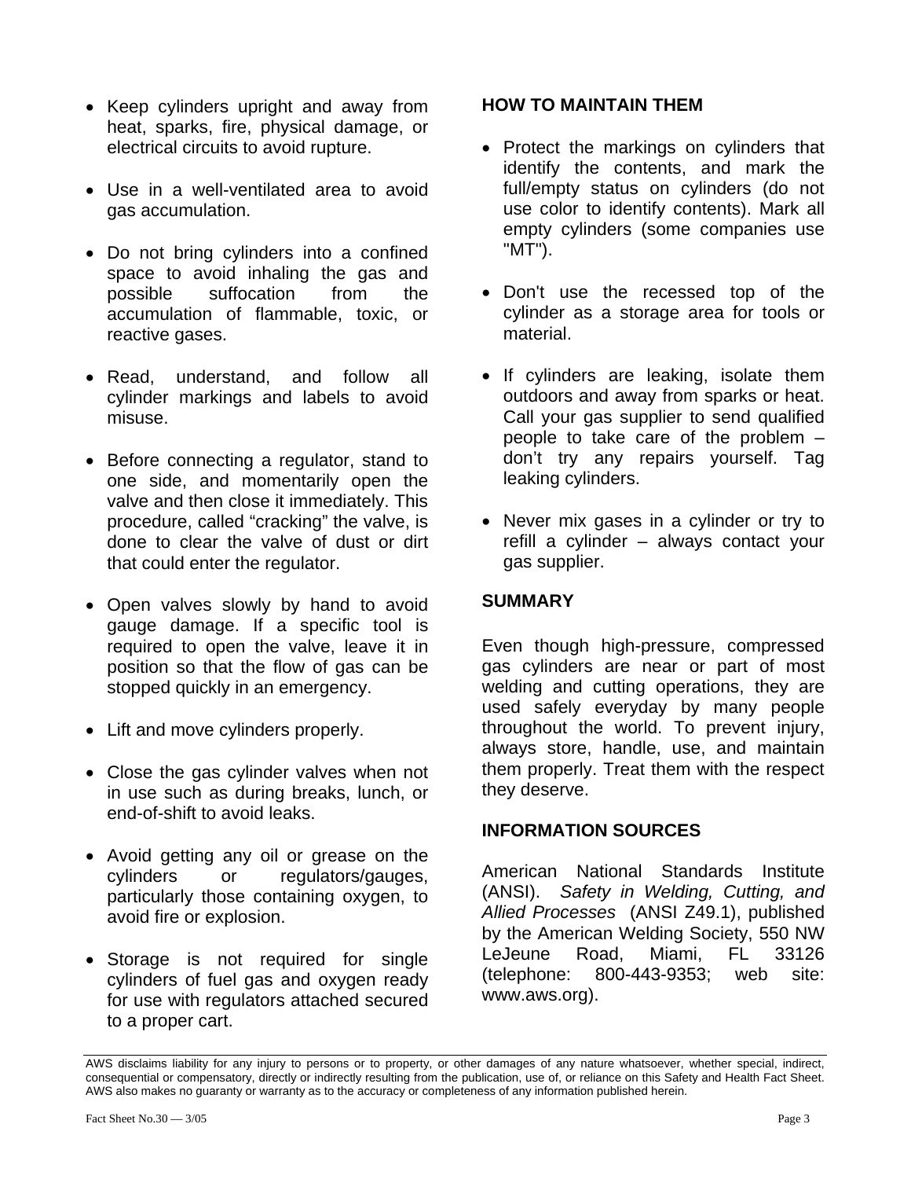- Keep cylinders upright and away from heat, sparks, fire, physical damage, or electrical circuits to avoid rupture.

- Use in a well-ventilated area to avoid gas accumulation.

- Do not bring cylinders into a confined space to avoid inhaling the gas and possible suffocation from the accumulation of flammable, toxic, or reactive gases.

- Read, understand, and follow all cylinder markings and labels to avoid misuse.

- Before connecting a regulator, stand to one side, and momentarily open the valve and then close it immediately. This procedure, called “cracking” the valve, is done to clear the valve of dust or dirt that could enter the regulator.

- Open valves slowly by hand to avoid gauge damage. If a specific tool is required to open the valve, leave it in position so that the flow of gas can be stopped quickly in an emergency.

- Lift and move cylinders properly.

- Close the gas cylinder valves when not in use such as during breaks, lunch, or end-of-shift to avoid leaks.

- Avoid getting any oil or grease on the cylinders or regulators/gauges, particularly those containing oxygen, to avoid fire or explosion.

- Storage is not required for single cylinders of fuel gas and oxygen ready for use with regulators attached secured to a proper cart.

## HOW TO MAINTAIN THEM

- Protect the markings on cylinders that identify the contents, and mark the full/empty status on cylinders (do not use color to identify contents). Mark all empty cylinders (some companies use "MT").

- Don't use the recessed top of the cylinder as a storage area for tools or material.

- If cylinders are leaking, isolate them outdoors and away from sparks or heat. Call your gas supplier to send qualified people to take care of the problem – don’t try any repairs yourself. Tag leaking cylinders.

- Never mix gases in a cylinder or try to refill a cylinder – always contact your gas supplier.

## SUMMARY

Even though high-pressure, compressed gas cylinders are near or part of most welding and cutting operations, they are used safely everyday by many people throughout the world. To prevent injury, always store, handle, use, and maintain them properly. Treat them with the respect they deserve.

## INFORMATION SOURCES

American National Standards Institute (ANSI). *Safety in Welding, Cutting, and Allied Processes* (ANSI Z49.1), published by the American Welding Society, 550 NW LeJeune Road, Miami, FL 33126 (telephone: 800-443-9353; web site: www.aws.org).

AWS disclaims liability for any injury to persons or to property, or other damages of any nature whatsoever, whether special, indirect, consequential or compensatory, directly or indirectly resulting from the publication, use of, or reliance on this Safety and Health Fact Sheet. AWS also makes no guaranty or warranty as to the accuracy or completeness of any information published herein.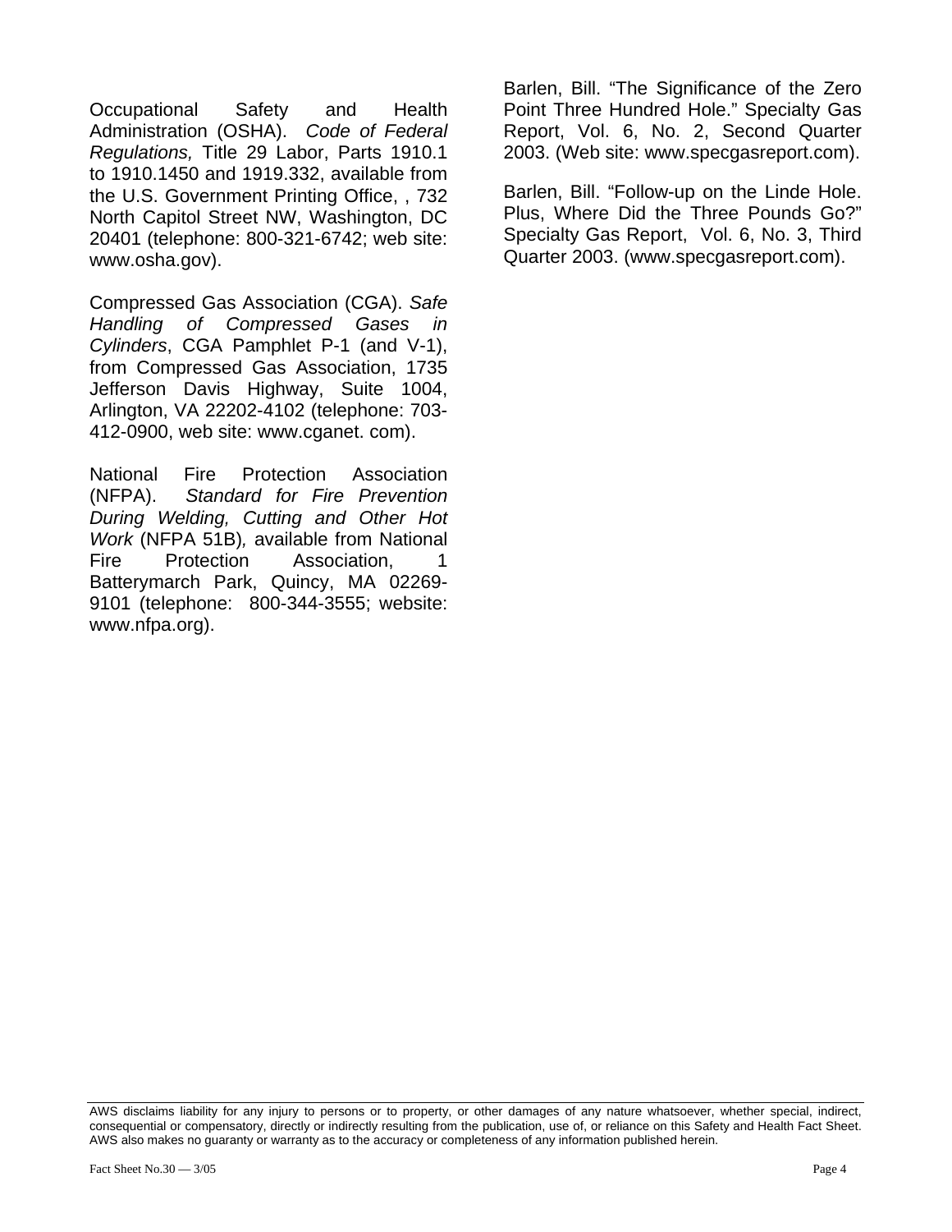Occupational Safety and Health Administration (OSHA). *Code of Federal Regulations,* Title 29 Labor, Parts 1910.1 to 1910.1450 and 1919.332, available from the U.S. Government Printing Office, , 732 North Capitol Street NW, Washington, DC 20401 (telephone: 800-321-6742; web site: www.osha.gov).

Compressed Gas Association (CGA). *Safe Handling of Compressed Gases in Cylinders*, CGA Pamphlet P-1 (and V-1), from Compressed Gas Association, 1735 Jefferson Davis Highway, Suite 1004, Arlington, VA 22202-4102 (telephone: 703-412-0900, web site: www.cganet. com).

National Fire Protection Association (NFPA). *Standard for Fire Prevention During Welding, Cutting and Other Hot Work* (NFPA 51B)*,* available from National Fire Protection Association, 1 Batterymarch Park, Quincy, MA 02269-9101 (telephone: 800-344-3555; website: www.nfpa.org).

Barlen, Bill. "The Significance of the Zero Point Three Hundred Hole." Specialty Gas Report, Vol. 6, No. 2, Second Quarter 2003. (Web site: www.specgasreport.com).

Barlen, Bill. "Follow-up on the Linde Hole. Plus, Where Did the Three Pounds Go?" Specialty Gas Report, Vol. 6, No. 3, Third Quarter 2003. (www.specgasreport.com).

AWS disclaims liability for any injury to persons or to property, or other damages of any nature whatsoever, whether special, indirect, consequential or compensatory, directly or indirectly resulting from the publication, use of, or reliance on this Safety and Health Fact Sheet. AWS also makes no guaranty or warranty as to the accuracy or completeness of any information published herein.